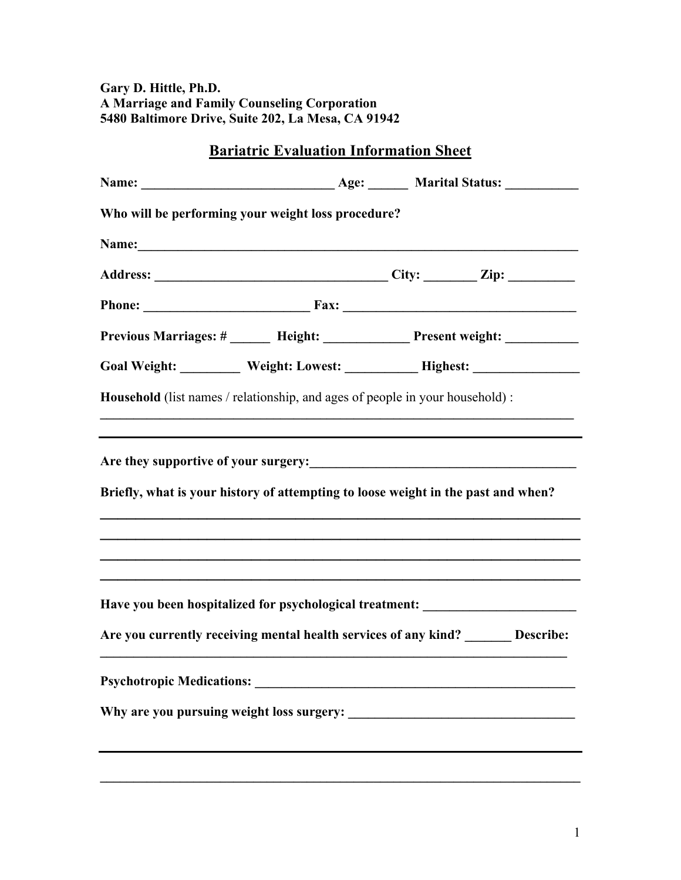**Gary D. Hittle, Ph.D.**
**A Marriage and Family Counseling Corporation**
**5480 Baltimore Drive, Suite 202, La Mesa, CA 91942**

## Bariatric Evaluation Information Sheet

**Name: _____________________________ Age: ______ Marital Status: ___________**

**Who will be performing your weight loss procedure?**

**Name:___________________________________________________________________**

**Address: ___________________________________ City: ________ Zip: __________**

**Phone: _________________________ Fax: ___________________________________**

**Previous Marriages: # ______ Height: _____________ Present weight: ___________**

**Goal Weight: _________ Weight: Lowest: ___________ Highest: ________________**

**Household** (list names / relationship, and ages of people in your household) :

_________________________________________________________________________

_________________________________________________________________________

**Are they supportive of your surgery:_________________________________________**

**Briefly, what is your history of attempting to loose weight in the past and when?**

_________________________________________________________________________

_________________________________________________________________________

_________________________________________________________________________

_________________________________________________________________________

**Have you been hospitalized for psychological treatment: _______________________**

**Are you currently receiving mental health services of any kind? _______ Describe:**

_________________________________________________________________________

**Psychotropic Medications: _________________________________________________**

**Why are you pursuing weight loss surgery: __________________________________**

_________________________________________________________________________

_________________________________________________________________________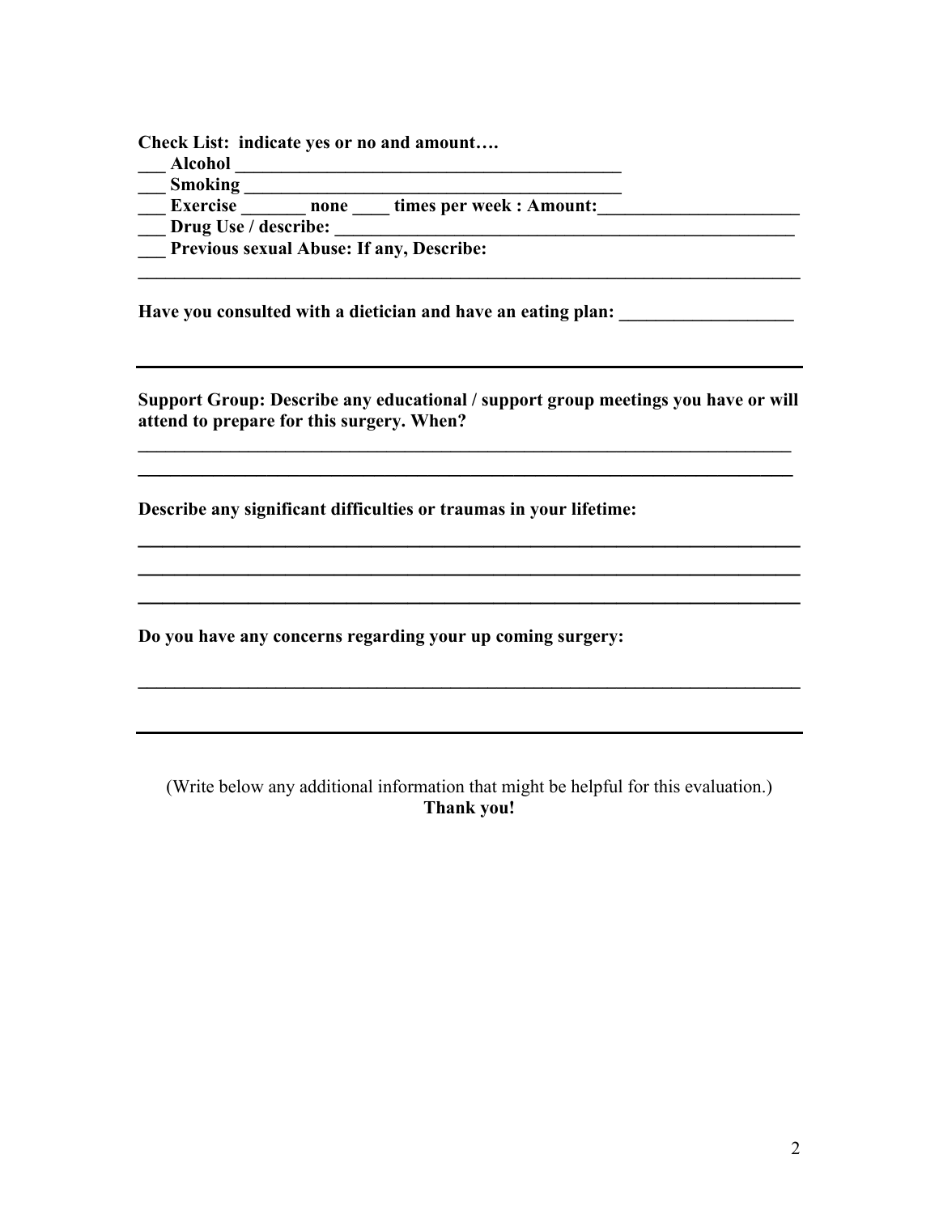**Check List: indicate yes or no and amount….**

**___ Alcohol ____________________________________________**

**___ Smoking ___________________________________________**

**___ Exercise _______ none ____ times per week : Amount:_____________________**

**___ Drug Use / describe: ___________________________________________________**

**___ Previous sexual Abuse: If any, Describe:**

**___________________________________________________________________________**

**Have you consulted with a dietician and have an eating plan: ___________________**

---

**Support Group: Describe any educational / support group meetings you have or will attend to prepare for this surgery. When?**

**_________________________________________________________________________**

**_________________________________________________________________________**

**Describe any significant difficulties or traumas in your lifetime:**

**___________________________________________________________________________**

**___________________________________________________________________________**

**___________________________________________________________________________**

**Do you have any concerns regarding your up coming surgery:**

**___________________________________________________________________________**

---

(Write below any additional information that might be helpful for this evaluation.)

**Thank you!**